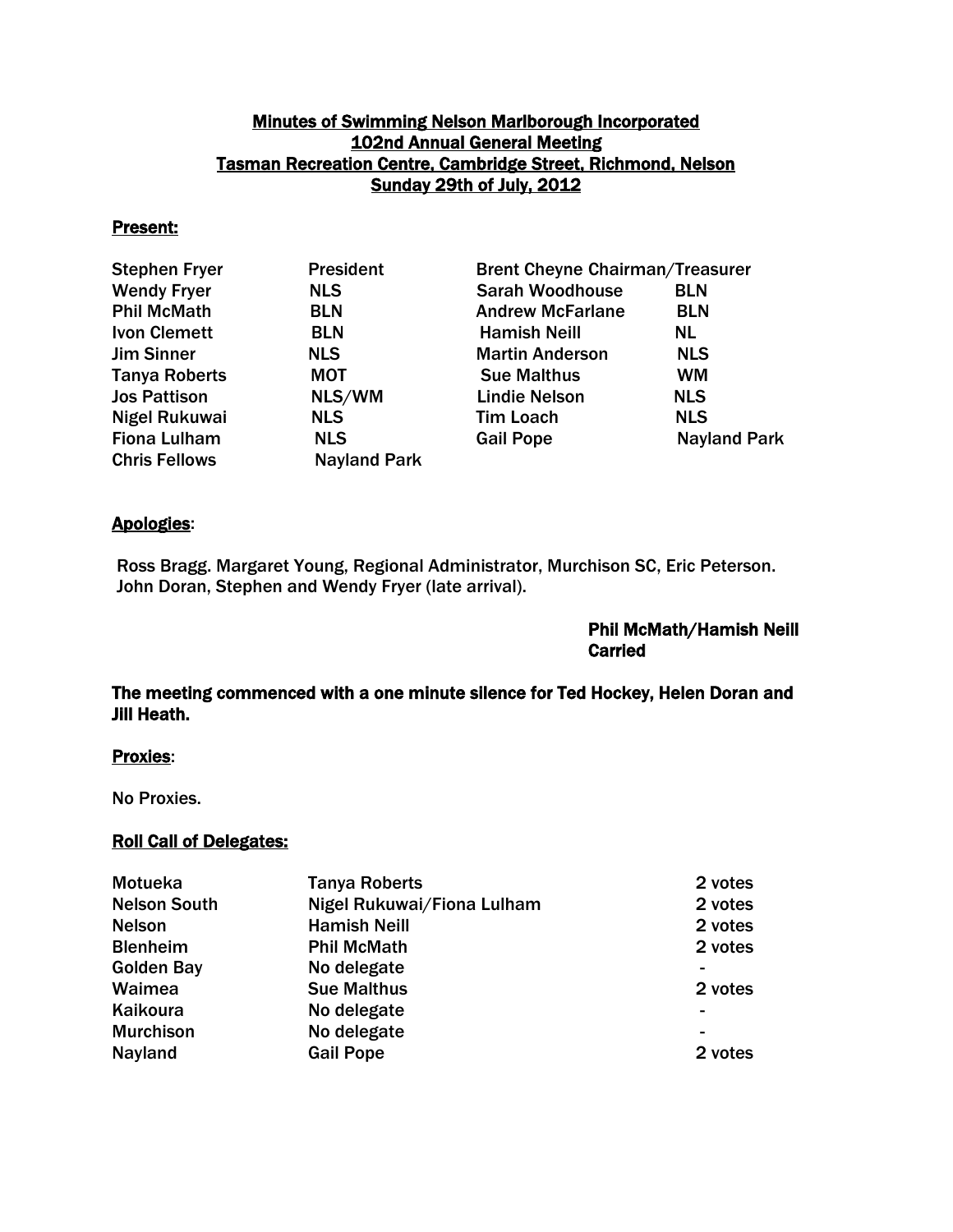# Minutes of Swimming Nelson Marlborough Incorporated
## 102nd Annual General Meeting
## Tasman Recreation Centre, Cambridge Street, Richmond, Nelson
## Sunday 29th of July, 2012

**Present:**

| | | | |
|---|---|---|---|
| Stephen Fryer | President | Brent Cheyne Chairman/Treasurer | |
| Wendy Fryer | NLS | Sarah Woodhouse | BLN |
| Phil McMath | BLN | Andrew McFarlane | BLN |
| Ivon Clemett | BLN | Hamish Neill | NL |
| Jim Sinner | NLS | Martin Anderson | NLS |
| Tanya Roberts | MOT | Sue Malthus | WM |
| Jos Pattison | NLS/WM | Lindie Nelson | NLS |
| Nigel Rukuwai | NLS | Tim Loach | NLS |
| Fiona Lulham | NLS | Gail Pope | Nayland Park |
| Chris Fellows | Nayland Park | | |

**Apologies**:

Ross Bragg. Margaret Young, Regional Administrator, Murchison SC, Eric Peterson. John Doran, Stephen and Wendy Fryer (late arrival).

**Phil McMath/Hamish Neill**
**Carried**

**The meeting commenced with a one minute silence for Ted Hockey, Helen Doran and Jill Heath.**

**Proxies**:

No Proxies.

**Roll Call of Delegates:**

| | | |
|---|---|---|
| Motueka | Tanya Roberts | 2 votes |
| Nelson South | Nigel Rukuwai/Fiona Lulham | 2 votes |
| Nelson | Hamish Neill | 2 votes |
| Blenheim | Phil McMath | 2 votes |
| Golden Bay | No delegate | - |
| Waimea | Sue Malthus | 2 votes |
| Kaikoura | No delegate | - |
| Murchison | No delegate | - |
| Nayland | Gail Pope | 2 votes |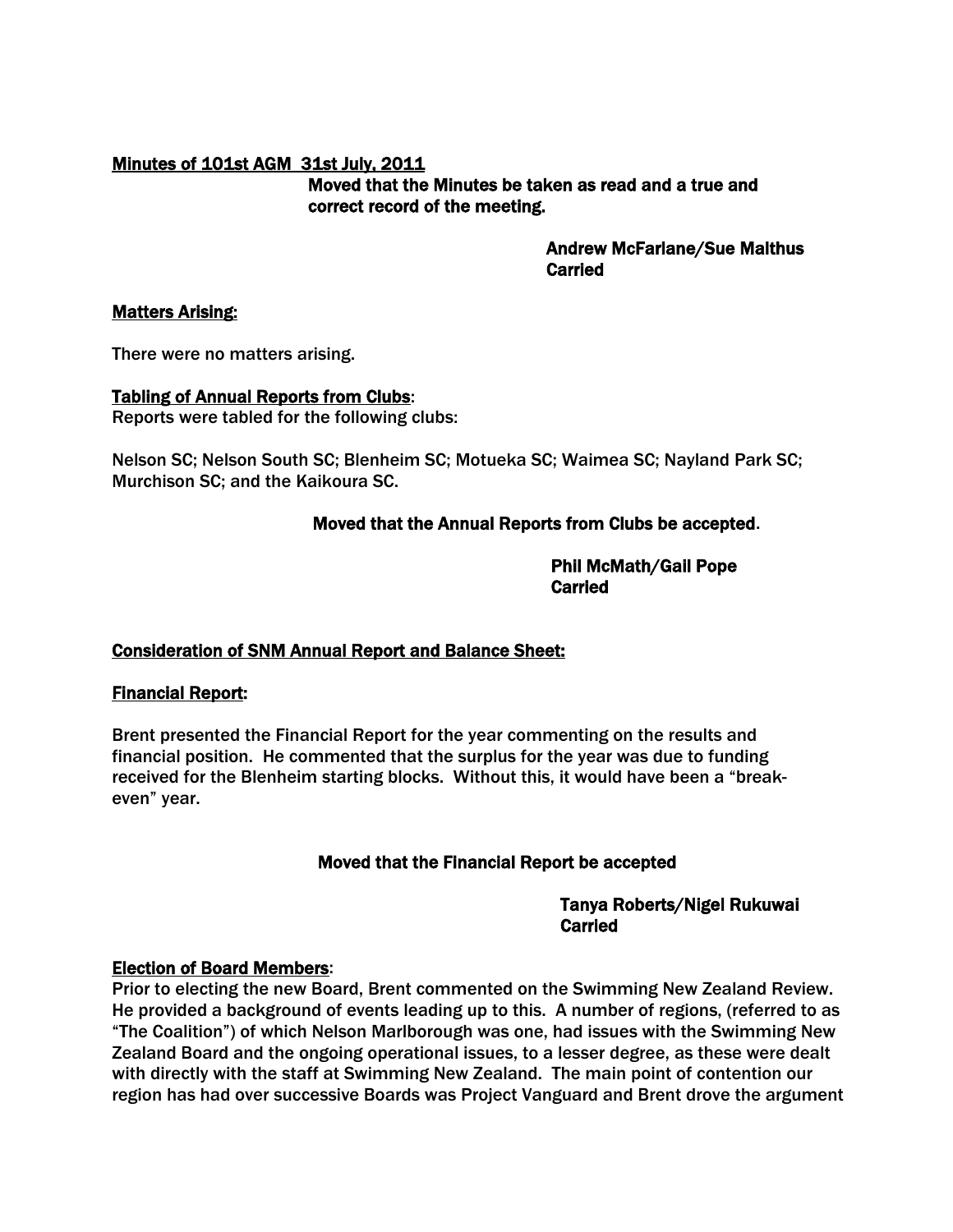**Minutes of 101st AGM 31st July, 2011**

**Moved that the Minutes be taken as read and a true and correct record of the meeting.**

**Andrew McFarlane/Sue Malthus**
**Carried**

**Matters Arising:**

There were no matters arising.

**Tabling of Annual Reports from Clubs:**
Reports were tabled for the following clubs:

Nelson SC; Nelson South SC; Blenheim SC; Motueka SC; Waimea SC; Nayland Park SC; Murchison SC; and the Kaikoura SC.

**Moved that the Annual Reports from Clubs be accepted.**

**Phil McMath/Gail Pope**
**Carried**

**Consideration of SNM Annual Report and Balance Sheet:**

**Financial Report:**

Brent presented the Financial Report for the year commenting on the results and financial position. He commented that the surplus for the year was due to funding received for the Blenheim starting blocks. Without this, it would have been a "break-even" year.

**Moved that the Financial Report be accepted**

**Tanya Roberts/Nigel Rukuwai**
**Carried**

**Election of Board Members:**
Prior to electing the new Board, Brent commented on the Swimming New Zealand Review. He provided a background of events leading up to this. A number of regions, (referred to as "The Coalition") of which Nelson Marlborough was one, had issues with the Swimming New Zealand Board and the ongoing operational issues, to a lesser degree, as these were dealt with directly with the staff at Swimming New Zealand. The main point of contention our region has had over successive Boards was Project Vanguard and Brent drove the argument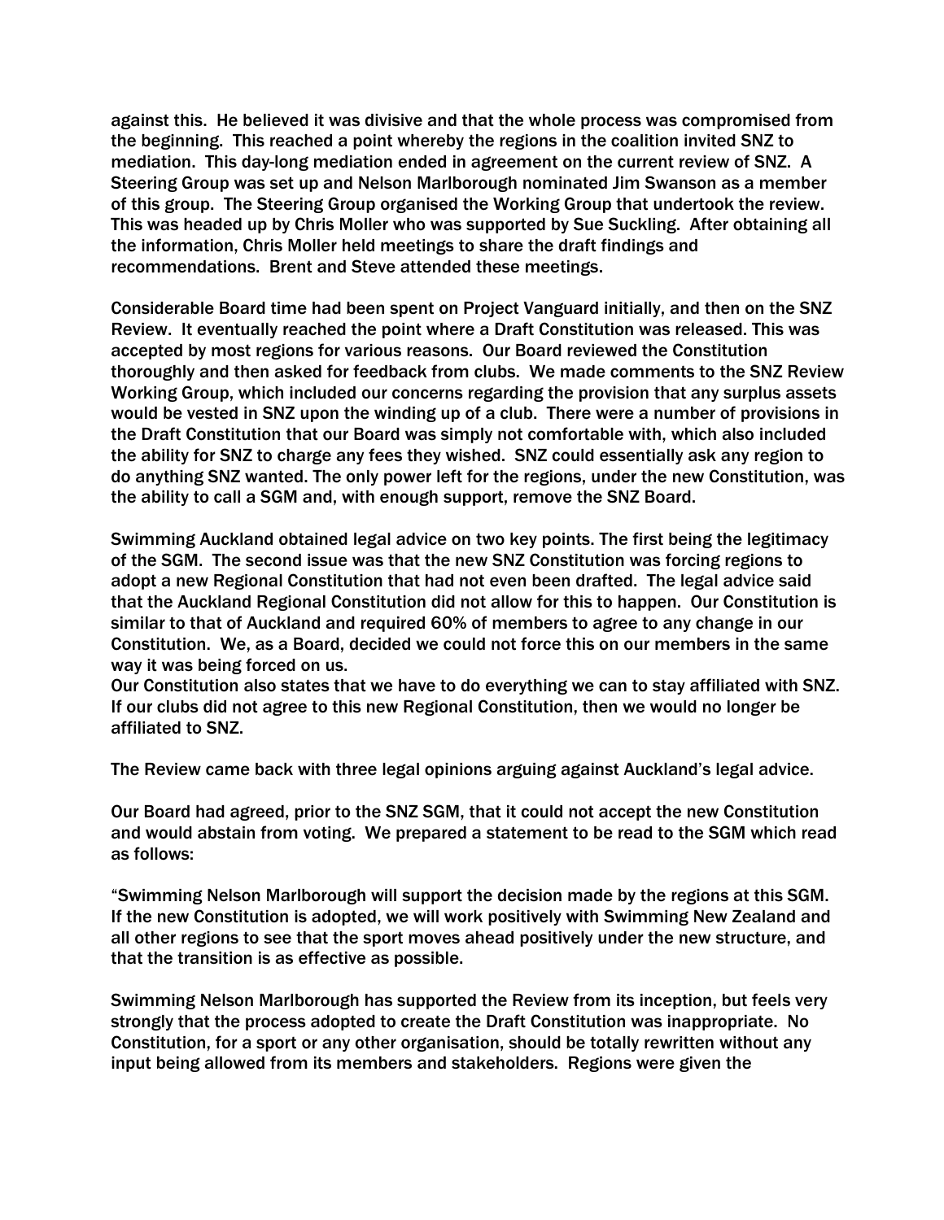against this. He believed it was divisive and that the whole process was compromised from the beginning. This reached a point whereby the regions in the coalition invited SNZ to mediation. This day-long mediation ended in agreement on the current review of SNZ. A Steering Group was set up and Nelson Marlborough nominated Jim Swanson as a member of this group. The Steering Group organised the Working Group that undertook the review. This was headed up by Chris Moller who was supported by Sue Suckling. After obtaining all the information, Chris Moller held meetings to share the draft findings and recommendations. Brent and Steve attended these meetings.

Considerable Board time had been spent on Project Vanguard initially, and then on the SNZ Review. It eventually reached the point where a Draft Constitution was released. This was accepted by most regions for various reasons. Our Board reviewed the Constitution thoroughly and then asked for feedback from clubs. We made comments to the SNZ Review Working Group, which included our concerns regarding the provision that any surplus assets would be vested in SNZ upon the winding up of a club. There were a number of provisions in the Draft Constitution that our Board was simply not comfortable with, which also included the ability for SNZ to charge any fees they wished. SNZ could essentially ask any region to do anything SNZ wanted. The only power left for the regions, under the new Constitution, was the ability to call a SGM and, with enough support, remove the SNZ Board.

Swimming Auckland obtained legal advice on two key points. The first being the legitimacy of the SGM. The second issue was that the new SNZ Constitution was forcing regions to adopt a new Regional Constitution that had not even been drafted. The legal advice said that the Auckland Regional Constitution did not allow for this to happen. Our Constitution is similar to that of Auckland and required 60% of members to agree to any change in our Constitution. We, as a Board, decided we could not force this on our members in the same way it was being forced on us.

Our Constitution also states that we have to do everything we can to stay affiliated with SNZ. If our clubs did not agree to this new Regional Constitution, then we would no longer be affiliated to SNZ.

The Review came back with three legal opinions arguing against Auckland's legal advice.

Our Board had agreed, prior to the SNZ SGM, that it could not accept the new Constitution and would abstain from voting. We prepared a statement to be read to the SGM which read as follows:

"Swimming Nelson Marlborough will support the decision made by the regions at this SGM. If the new Constitution is adopted, we will work positively with Swimming New Zealand and all other regions to see that the sport moves ahead positively under the new structure, and that the transition is as effective as possible.

Swimming Nelson Marlborough has supported the Review from its inception, but feels very strongly that the process adopted to create the Draft Constitution was inappropriate. No Constitution, for a sport or any other organisation, should be totally rewritten without any input being allowed from its members and stakeholders. Regions were given the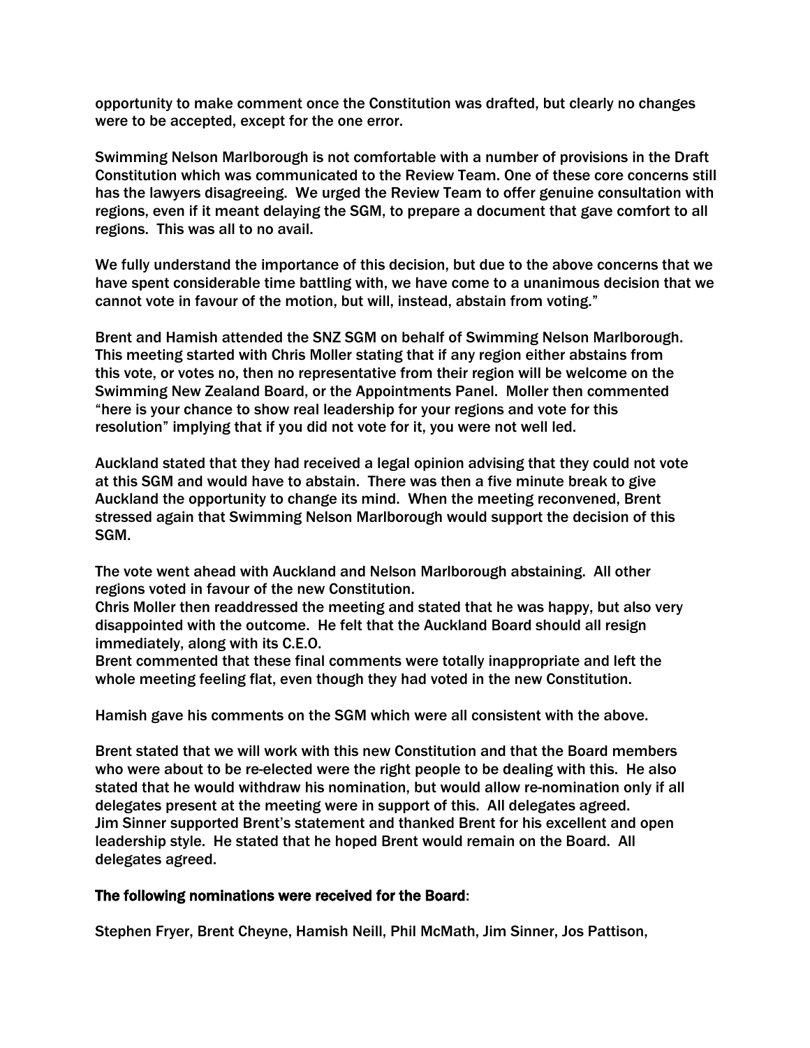opportunity to make comment once the Constitution was drafted, but clearly no changes were to be accepted, except for the one error.

Swimming Nelson Marlborough is not comfortable with a number of provisions in the Draft Constitution which was communicated to the Review Team. One of these core concerns still has the lawyers disagreeing. We urged the Review Team to offer genuine consultation with regions, even if it meant delaying the SGM, to prepare a document that gave comfort to all regions. This was all to no avail.

We fully understand the importance of this decision, but due to the above concerns that we have spent considerable time battling with, we have come to a unanimous decision that we cannot vote in favour of the motion, but will, instead, abstain from voting."

Brent and Hamish attended the SNZ SGM on behalf of Swimming Nelson Marlborough. This meeting started with Chris Moller stating that if any region either abstains from this vote, or votes no, then no representative from their region will be welcome on the Swimming New Zealand Board, or the Appointments Panel. Moller then commented "here is your chance to show real leadership for your regions and vote for this resolution" implying that if you did not vote for it, you were not well led.

Auckland stated that they had received a legal opinion advising that they could not vote at this SGM and would have to abstain. There was then a five minute break to give Auckland the opportunity to change its mind. When the meeting reconvened, Brent stressed again that Swimming Nelson Marlborough would support the decision of this SGM.

The vote went ahead with Auckland and Nelson Marlborough abstaining. All other regions voted in favour of the new Constitution.
Chris Moller then readdressed the meeting and stated that he was happy, but also very disappointed with the outcome. He felt that the Auckland Board should all resign immediately, along with its C.E.O.
Brent commented that these final comments were totally inappropriate and left the whole meeting feeling flat, even though they had voted in the new Constitution.

Hamish gave his comments on the SGM which were all consistent with the above.

Brent stated that we will work with this new Constitution and that the Board members who were about to be re-elected were the right people to be dealing with this. He also stated that he would withdraw his nomination, but would allow re-nomination only if all delegates present at the meeting were in support of this. All delegates agreed.
Jim Sinner supported Brent's statement and thanked Brent for his excellent and open leadership style. He stated that he hoped Brent would remain on the Board. All delegates agreed.

**The following nominations were received for the Board**:

Stephen Fryer, Brent Cheyne, Hamish Neill, Phil McMath, Jim Sinner, Jos Pattison,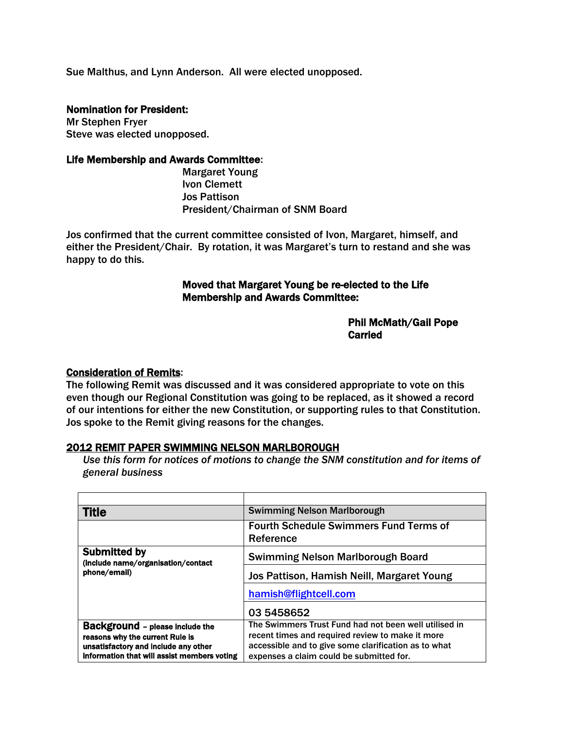Sue Malthus, and Lynn Anderson. All were elected unopposed.

**Nomination for President:**
Mr Stephen Fryer
Steve was elected unopposed.

**Life Membership and Awards Committee**:

Margaret Young
Ivon Clemett
Jos Pattison
President/Chairman of SNM Board

Jos confirmed that the current committee consisted of Ivon, Margaret, himself, and either the President/Chair. By rotation, it was Margaret's turn to restand and she was happy to do this.

**Moved that Margaret Young be re-elected to the Life Membership and Awards Committee:**

**Phil McMath/Gail Pope**
**Carried**

**Consideration of Remits**:
The following Remit was discussed and it was considered appropriate to vote on this even though our Regional Constitution was going to be replaced, as it showed a record of our intentions for either the new Constitution, or supporting rules to that Constitution. Jos spoke to the Remit giving reasons for the changes.

**2012 REMIT PAPER SWIMMING NELSON MARLBOROUGH**

*Use this form for notices of motions to change the SNM constitution and for items of general business*

| | |
|---|---|
| **Title** | Swimming Nelson Marlborough |
| | Fourth Schedule Swimmers Fund Terms of Reference |
| **Submitted by** (include name/organisation/contact phone/email) | Swimming Nelson Marlborough Board |
| | Jos Pattison, Hamish Neill, Margaret Young |
| | hamish@flightcell.com |
| | 03 5458652 |
| **Background** – please include the reasons why the current Rule is unsatisfactory and include any other information that will assist members voting | The Swimmers Trust Fund had not been well utilised in recent times and required review to make it more accessible and to give some clarification as to what expenses a claim could be submitted for. |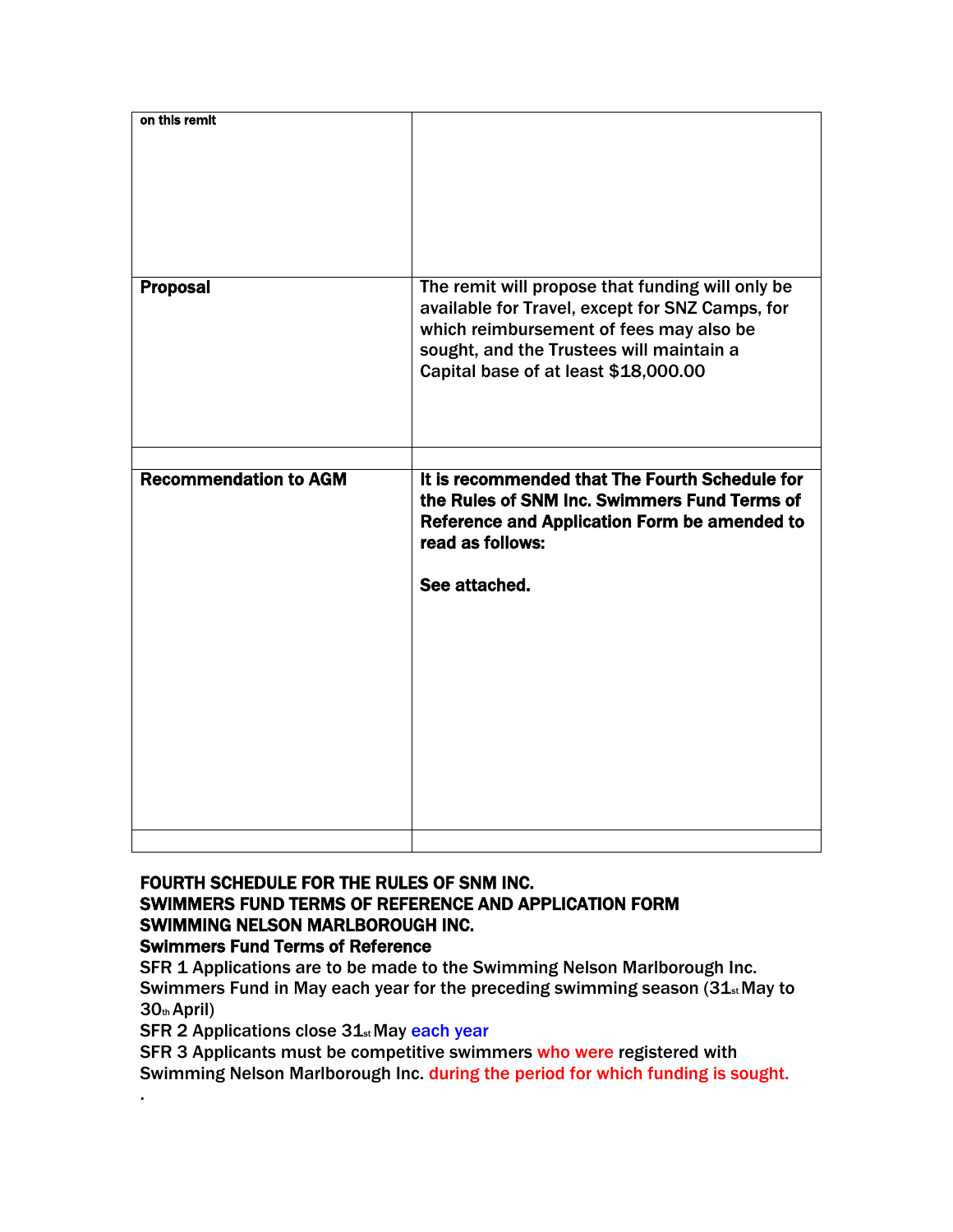| on this remit | |
| --- | --- |
| **Proposal** | The remit will propose that funding will only be available for Travel, except for SNZ Camps, for which reimbursement of fees may also be sought, and the Trustees will maintain a Capital base of at least $18,000.00 |
| | |
| **Recommendation to AGM** | **It is recommended that The Fourth Schedule for the Rules of SNM Inc. Swimmers Fund Terms of Reference and Application Form be amended to read as follows:**<br><br>**See attached.** |
| | |

**FOURTH SCHEDULE FOR THE RULES OF SNM INC.**
**SWIMMERS FUND TERMS OF REFERENCE AND APPLICATION FORM**
**SWIMMING NELSON MARLBOROUGH INC.**
**Swimmers Fund Terms of Reference**

SFR 1 Applications are to be made to the Swimming Nelson Marlborough Inc. Swimmers Fund in May each year for the preceding swimming season (31st May to 30th April)

SFR 2 Applications close 31st May each year

SFR 3 Applicants must be competitive swimmers who were registered with Swimming Nelson Marlborough Inc. during the period for which funding is sought.

.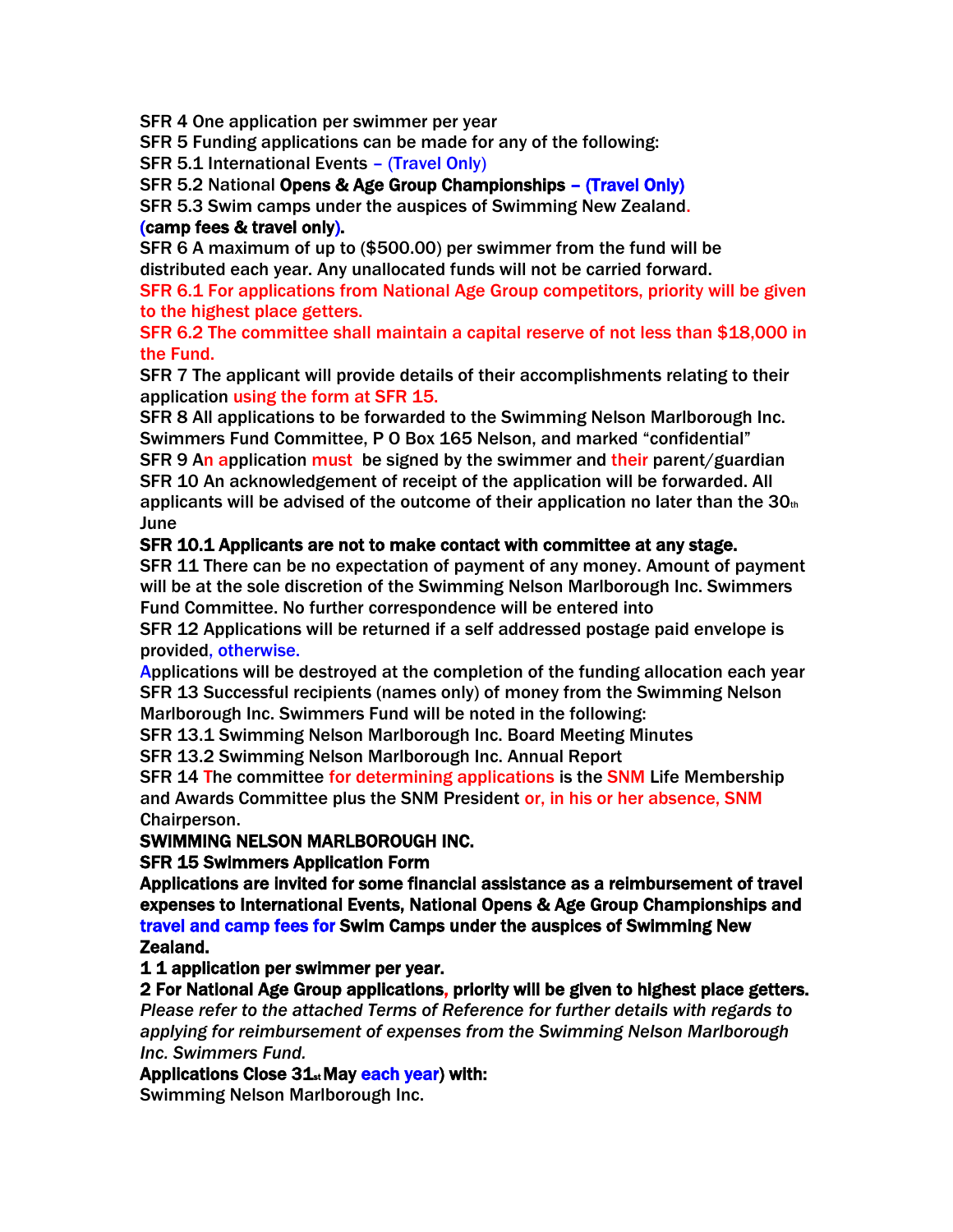SFR 4 One application per swimmer per year

SFR 5 Funding applications can be made for any of the following:

SFR 5.1 International Events – (Travel Only)

SFR 5.2 National **Opens & Age Group Championships – (Travel Only)**

SFR 5.3 Swim camps under the auspices of Swimming New Zealand.
**(camp fees & travel only).**

SFR 6 A maximum of up to ($500.00) per swimmer from the fund will be distributed each year. Any unallocated funds will not be carried forward.

SFR 6.1 For applications from National Age Group competitors, priority will be given to the highest place getters.

SFR 6.2 The committee shall maintain a capital reserve of not less than $18,000 in the Fund.

SFR 7 The applicant will provide details of their accomplishments relating to their application using the form at SFR 15.

SFR 8 All applications to be forwarded to the Swimming Nelson Marlborough Inc. Swimmers Fund Committee, P O Box 165 Nelson, and marked "confidential"

SFR 9 An application must be signed by the swimmer and their parent/guardian

SFR 10 An acknowledgement of receipt of the application will be forwarded. All applicants will be advised of the outcome of their application no later than the 30th June

**SFR 10.1 Applicants are not to make contact with committee at any stage.**

SFR 11 There can be no expectation of payment of any money. Amount of payment will be at the sole discretion of the Swimming Nelson Marlborough Inc. Swimmers Fund Committee. No further correspondence will be entered into

SFR 12 Applications will be returned if a self addressed postage paid envelope is provided, otherwise.

Applications will be destroyed at the completion of the funding allocation each year

SFR 13 Successful recipients (names only) of money from the Swimming Nelson Marlborough Inc. Swimmers Fund will be noted in the following:

SFR 13.1 Swimming Nelson Marlborough Inc. Board Meeting Minutes

SFR 13.2 Swimming Nelson Marlborough Inc. Annual Report

SFR 14 The committee for determining applications is the SNM Life Membership and Awards Committee plus the SNM President or, in his or her absence, SNM Chairperson.

**SWIMMING NELSON MARLBOROUGH INC.**

**SFR 15 Swimmers Application Form**

**Applications are invited for some financial assistance as a reimbursement of travel expenses to International Events, National Opens & Age Group Championships and travel and camp fees for Swim Camps under the auspices of Swimming New Zealand.**

**1 1 application per swimmer per year.**

**2 For National Age Group applications, priority will be given to highest place getters.**

*Please refer to the attached Terms of Reference for further details with regards to applying for reimbursement of expenses from the Swimming Nelson Marlborough Inc. Swimmers Fund.*

**Applications Close 31st May each year) with:**

Swimming Nelson Marlborough Inc.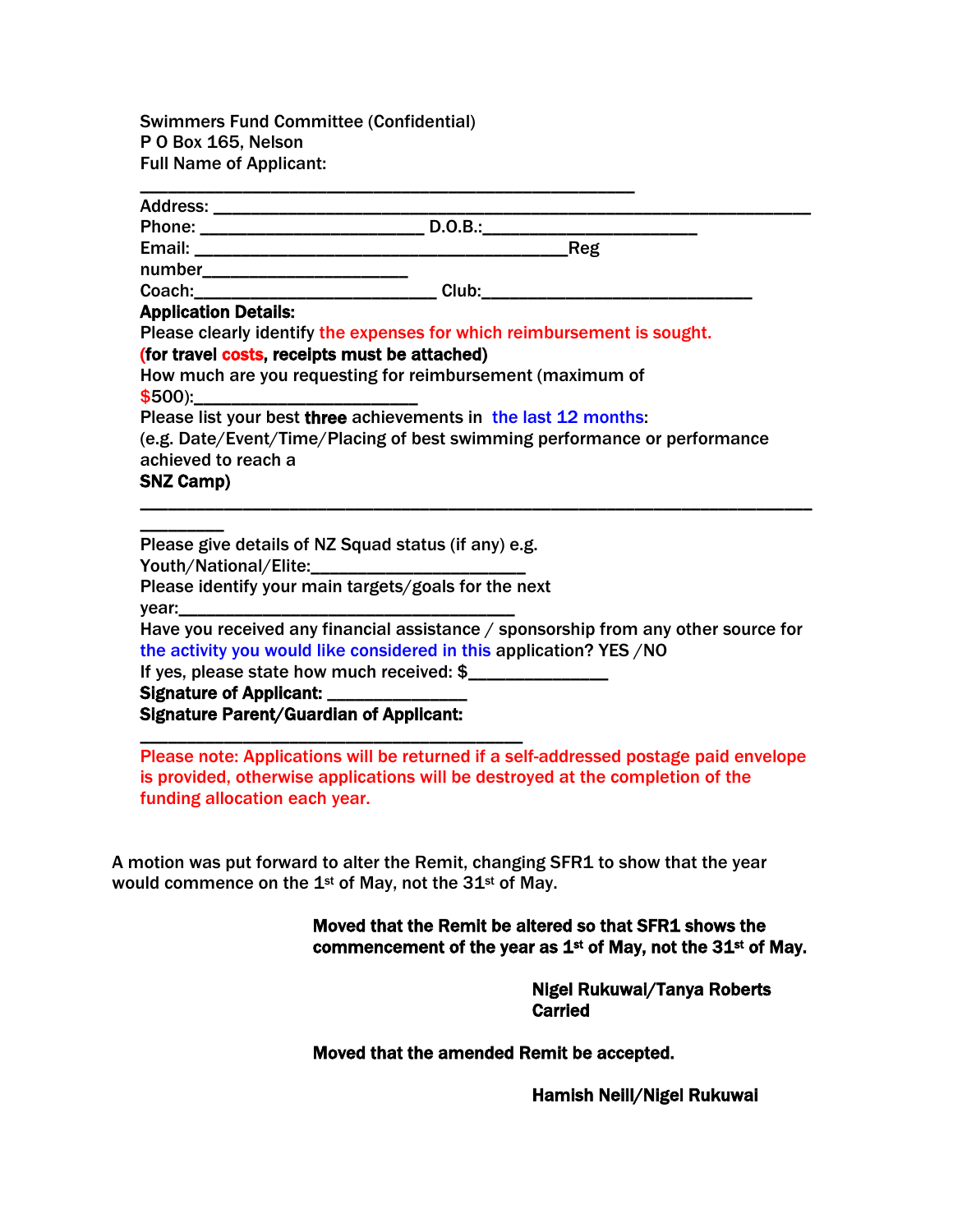Swimmers Fund Committee (Confidential)
P O Box 165, Nelson
Full Name of Applicant:

_______________________________________________

Address: _________________________________________________________

Phone: ______________________ D.O.B.:_____________________

Email: _____________________________________Reg number____________________

Coach:________________________ Club:___________________________

**Application Details:**

Please clearly identify the expenses for which reimbursement is sought.

**(for travel costs, receipts must be attached)**

How much are you requesting for reimbursement (maximum of $500):______________________

Please list your best **three** achievements in the last 12 months:

(e.g. Date/Event/Time/Placing of best swimming performance or performance achieved to reach a **SNZ Camp)**

__________________________________________________________________________

Please give details of NZ Squad status (if any) e.g. Youth/National/Elite:_____________________

Please identify your main targets/goals for the next year:__________________________________

Have you received any financial assistance / sponsorship from any other source for the activity you would like considered in this application? YES /NO

If yes, please state how much received: $______________

**Signature of Applicant:** ______________

**Signature Parent/Guardian of Applicant:**

____________________________________

Please note: Applications will be returned if a self-addressed postage paid envelope is provided, otherwise applications will be destroyed at the completion of the funding allocation each year.

A motion was put forward to alter the Remit, changing SFR1 to show that the year would commence on the 1st of May, not the 31st of May.

**Moved that the Remit be altered so that SFR1 shows the commencement of the year as 1st of May, not the 31st of May.**

**Nigel Rukuwai/Tanya Roberts**
**Carried**

**Moved that the amended Remit be accepted.**

**Hamish Neill/Nigel Rukuwai**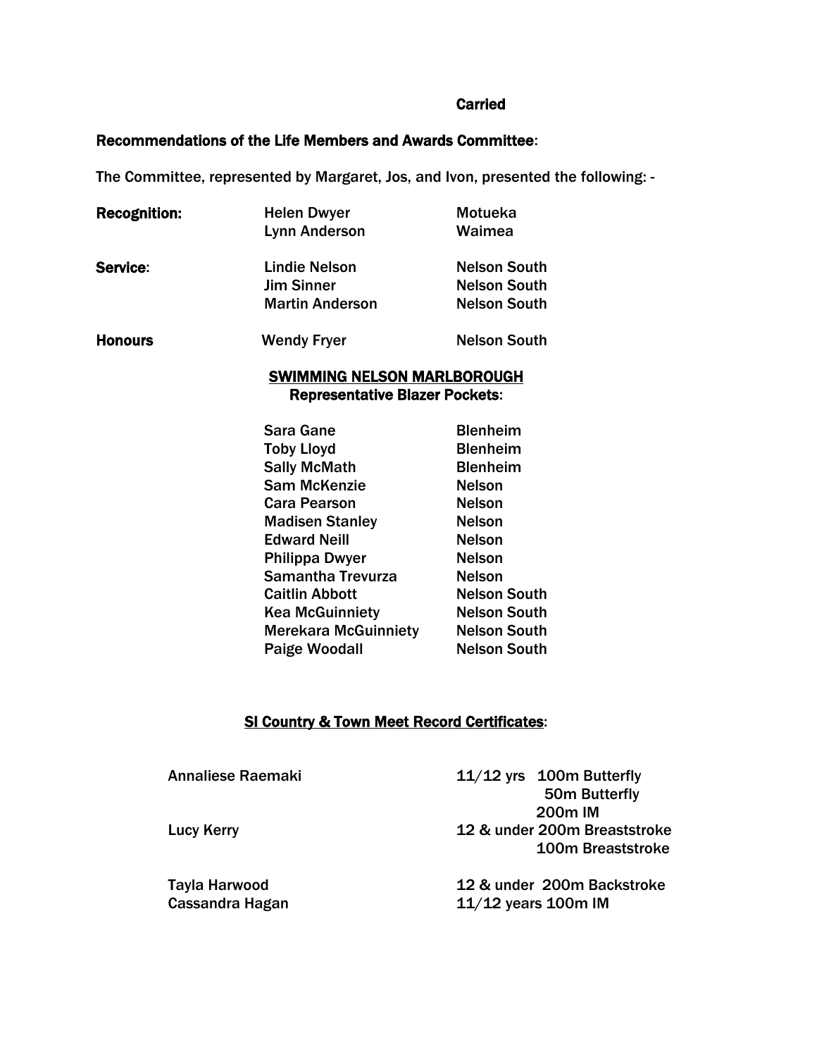**Carried**

**Recommendations of the Life Members and Awards Committee**:

The Committee, represented by Margaret, Jos, and Ivon, presented the following: -

| | | |
|---|---|---|
| **Recognition:** | Helen Dwyer | Motueka |
| | Lynn Anderson | Waimea |
| **Service**: | Lindie Nelson | Nelson South |
| | Jim Sinner | Nelson South |
| | Martin Anderson | Nelson South |
| **Honours** | Wendy Fryer | Nelson South |

**SWIMMING NELSON MARLBOROUGH**
**Representative Blazer Pockets**:

| | |
|---|---|
| Sara Gane | Blenheim |
| Toby Lloyd | Blenheim |
| Sally McMath | Blenheim |
| Sam McKenzie | Nelson |
| Cara Pearson | Nelson |
| Madisen Stanley | Nelson |
| Edward Neill | Nelson |
| Philippa Dwyer | Nelson |
| Samantha Trevurza | Nelson |
| Caitlin Abbott | Nelson South |
| Kea McGuinniety | Nelson South |
| Merekara McGuinniety | Nelson South |
| Paige Woodall | Nelson South |

**SI Country & Town Meet Record Certificates**:

| | |
|---|---|
| Annaliese Raemaki | 11/12 yrs 100m Butterfly |
| | 50m Butterfly |
| | 200m IM |
| Lucy Kerry | 12 & under 200m Breaststroke |
| | 100m Breaststroke |
| Tayla Harwood | 12 & under 200m Backstroke |
| Cassandra Hagan | 11/12 years 100m IM |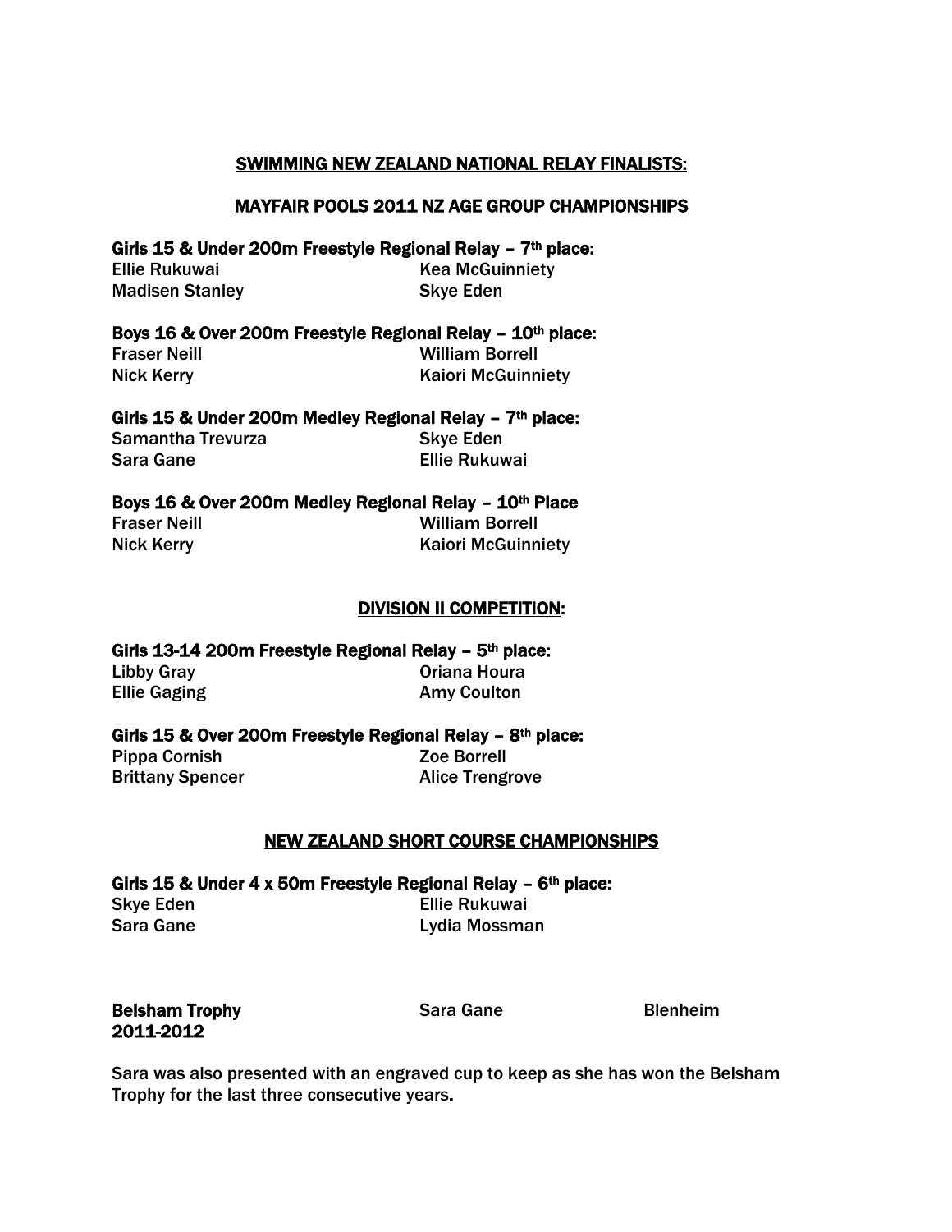## SWIMMING NEW ZEALAND NATIONAL RELAY FINALISTS:

## MAYFAIR POOLS 2011 NZ AGE GROUP CHAMPIONSHIPS

**Girls 15 & Under 200m Freestyle Regional Relay – 7th place:**

Ellie Rukuwai | Kea McGuinniety
Madisen Stanley | Skye Eden

**Boys 16 & Over 200m Freestyle Regional Relay – 10th place:**

Fraser Neill | William Borrell
Nick Kerry | Kaiori McGuinniety

**Girls 15 & Under 200m Medley Regional Relay – 7th place:**

Samantha Trevurza | Skye Eden
Sara Gane | Ellie Rukuwai

**Boys 16 & Over 200m Medley Regional Relay – 10th Place**

Fraser Neill | William Borrell
Nick Kerry | Kaiori McGuinniety

## DIVISION II COMPETITION:

**Girls 13-14 200m Freestyle Regional Relay – 5th place:**

Libby Gray | Oriana Houra
Ellie Gaging | Amy Coulton

**Girls 15 & Over 200m Freestyle Regional Relay – 8th place:**

Pippa Cornish | Zoe Borrell
Brittany Spencer | Alice Trengrove

## NEW ZEALAND SHORT COURSE CHAMPIONSHIPS

**Girls 15 & Under 4 x 50m Freestyle Regional Relay – 6th place:**

Skye Eden | Ellie Rukuwai
Sara Gane | Lydia Mossman

| **Belsham Trophy 2011-2012** | Sara Gane | Blenheim |
|---|---|---|

Sara was also presented with an engraved cup to keep as she has won the Belsham Trophy for the last three consecutive years.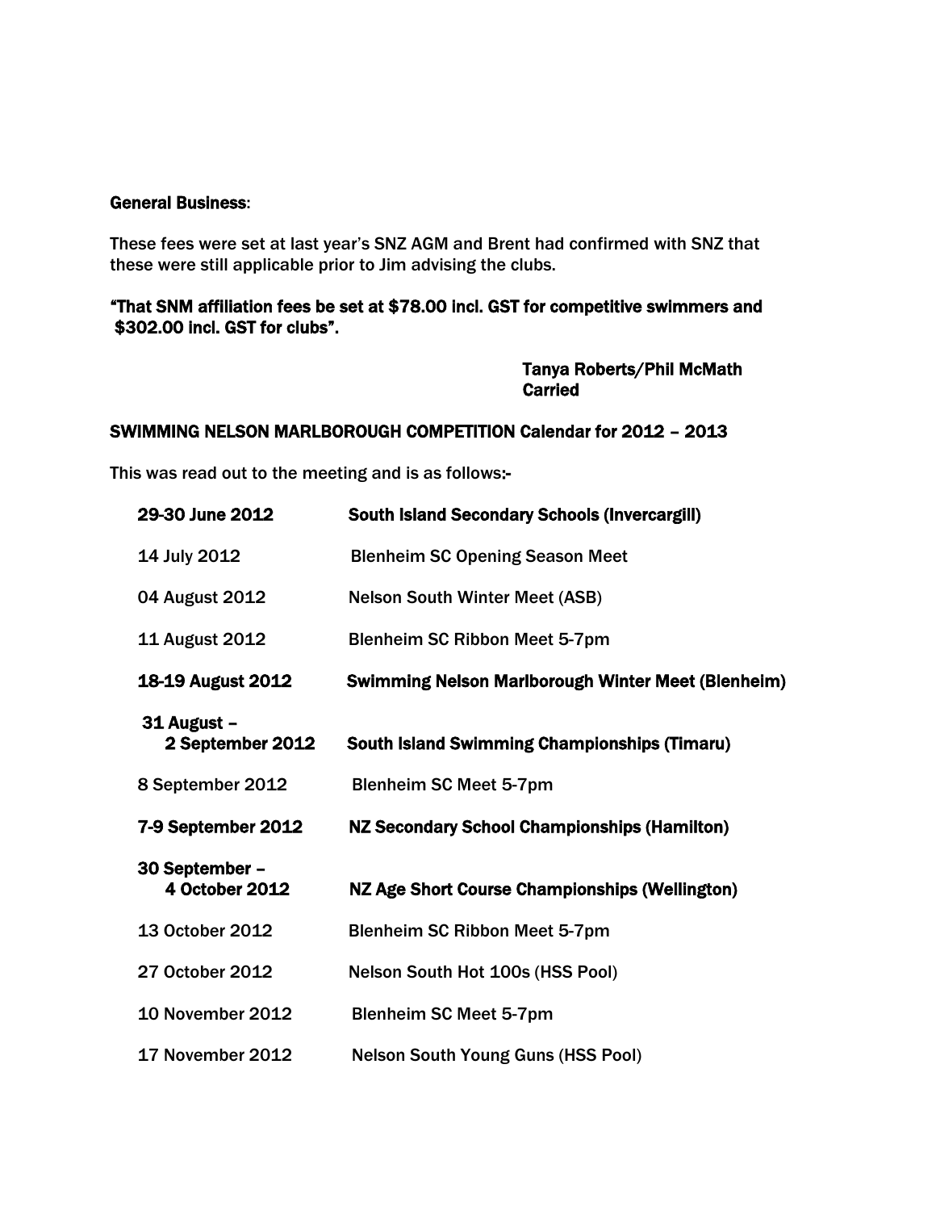**General Business**:

These fees were set at last year's SNZ AGM and Brent had confirmed with SNZ that these were still applicable prior to Jim advising the clubs.

**"That SNM affiliation fees be set at $78.00 incl. GST for competitive swimmers and $302.00 incl. GST for clubs".**

**Tanya Roberts/Phil McMath**
**Carried**

**SWIMMING NELSON MARLBOROUGH COMPETITION Calendar for 2012 – 2013**

This was read out to the meeting and is as follows:-

| | |
|---|---|
| **29-30 June 2012** | **South Island Secondary Schools (Invercargill)** |
| 14 July 2012 | Blenheim SC Opening Season Meet |
| 04 August 2012 | Nelson South Winter Meet (ASB) |
| 11 August 2012 | Blenheim SC Ribbon Meet 5-7pm |
| **18-19 August 2012** | **Swimming Nelson Marlborough Winter Meet (Blenheim)** |
| **31 August – 2 September 2012** | **South Island Swimming Championships (Timaru)** |
| 8 September 2012 | Blenheim SC Meet 5-7pm |
| **7-9 September 2012** | **NZ Secondary School Championships (Hamilton)** |
| **30 September – 4 October 2012** | **NZ Age Short Course Championships (Wellington)** |
| 13 October 2012 | Blenheim SC Ribbon Meet 5-7pm |
| 27 October 2012 | Nelson South Hot 100s (HSS Pool) |
| 10 November 2012 | Blenheim SC Meet 5-7pm |
| 17 November 2012 | Nelson South Young Guns (HSS Pool) |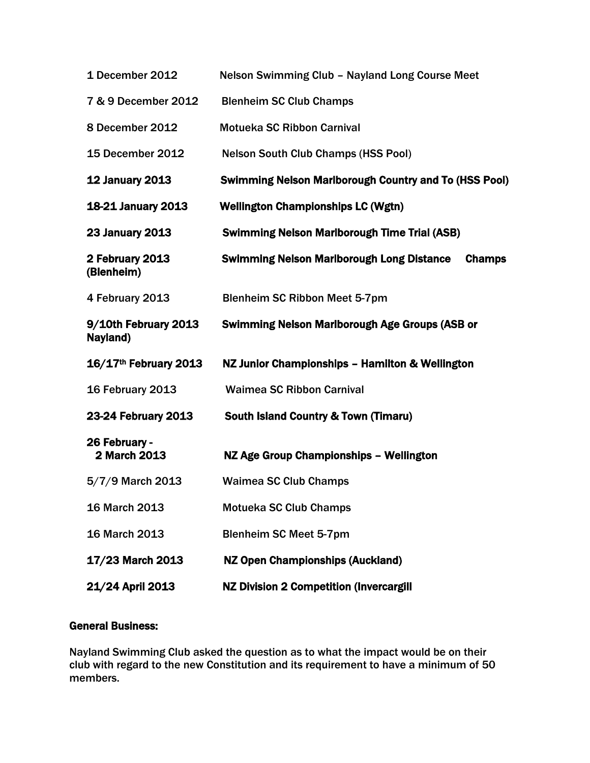| | |
|---|---|
| 1 December 2012 | Nelson Swimming Club – Nayland Long Course Meet |
| 7 & 9 December 2012 | Blenheim SC Club Champs |
| 8 December 2012 | Motueka SC Ribbon Carnival |
| 15 December 2012 | Nelson South Club Champs (HSS Pool) |
| **12 January 2013** | **Swimming Nelson Marlborough Country and To (HSS Pool)** |
| **18-21 January 2013** | **Wellington Championships LC (Wgtn)** |
| **23 January 2013** | **Swimming Nelson Marlborough Time Trial (ASB)** |
| **2 February 2013 (Blenheim)** | **Swimming Nelson Marlborough Long Distance Champs** |
| 4 February 2013 | Blenheim SC Ribbon Meet 5-7pm |
| **9/10th February 2013 Nayland)** | **Swimming Nelson Marlborough Age Groups (ASB or** |
| **16/17th February 2013** | **NZ Junior Championships – Hamilton & Wellington** |
| 16 February 2013 | Waimea SC Ribbon Carnival |
| **23-24 February 2013** | **South Island Country & Town (Timaru)** |
| **26 February - 2 March 2013** | **NZ Age Group Championships – Wellington** |
| 5/7/9 March 2013 | Waimea SC Club Champs |
| 16 March 2013 | Motueka SC Club Champs |
| 16 March 2013 | Blenheim SC Meet 5-7pm |
| **17/23 March 2013** | **NZ Open Championships (Auckland)** |
| **21/24 April 2013** | **NZ Division 2 Competition (Invercargill** |

**General Business:**

Nayland Swimming Club asked the question as to what the impact would be on their club with regard to the new Constitution and its requirement to have a minimum of 50 members.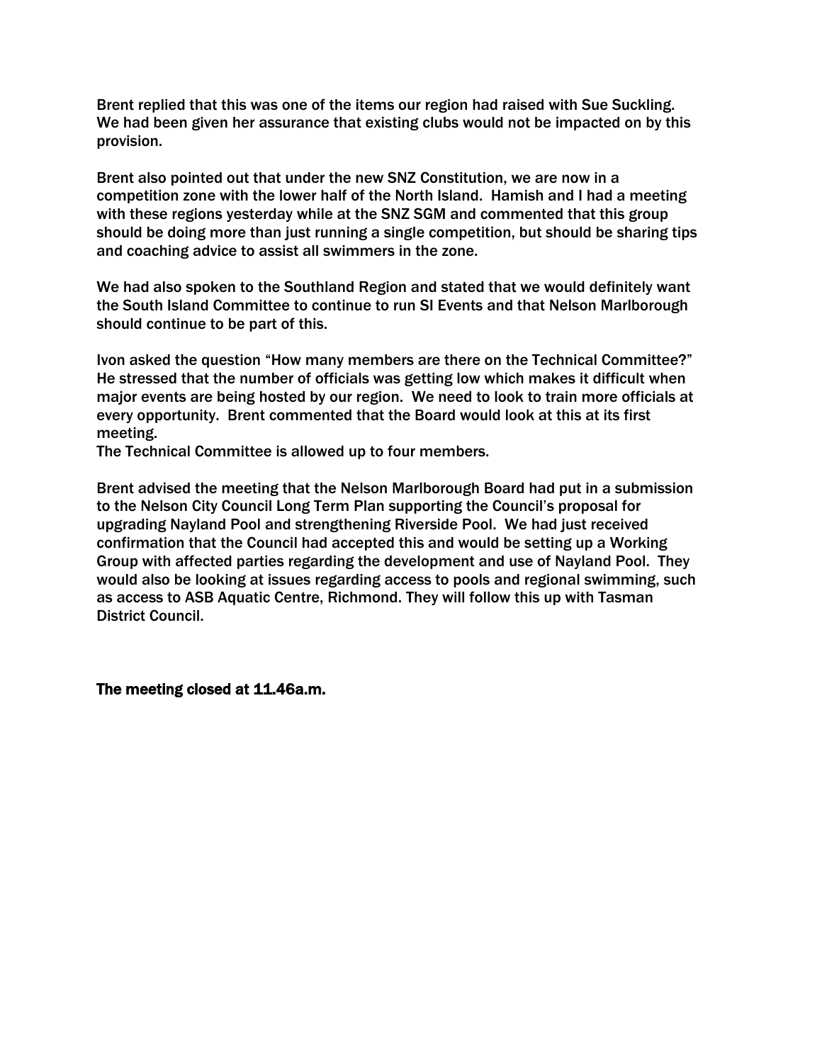Brent replied that this was one of the items our region had raised with Sue Suckling. We had been given her assurance that existing clubs would not be impacted on by this provision.

Brent also pointed out that under the new SNZ Constitution, we are now in a competition zone with the lower half of the North Island. Hamish and I had a meeting with these regions yesterday while at the SNZ SGM and commented that this group should be doing more than just running a single competition, but should be sharing tips and coaching advice to assist all swimmers in the zone.

We had also spoken to the Southland Region and stated that we would definitely want the South Island Committee to continue to run SI Events and that Nelson Marlborough should continue to be part of this.

Ivon asked the question "How many members are there on the Technical Committee?" He stressed that the number of officials was getting low which makes it difficult when major events are being hosted by our region. We need to look to train more officials at every opportunity. Brent commented that the Board would look at this at its first meeting.
The Technical Committee is allowed up to four members.

Brent advised the meeting that the Nelson Marlborough Board had put in a submission to the Nelson City Council Long Term Plan supporting the Council's proposal for upgrading Nayland Pool and strengthening Riverside Pool. We had just received confirmation that the Council had accepted this and would be setting up a Working Group with affected parties regarding the development and use of Nayland Pool. They would also be looking at issues regarding access to pools and regional swimming, such as access to ASB Aquatic Centre, Richmond. They will follow this up with Tasman District Council.

**The meeting closed at 11.46a.m.**